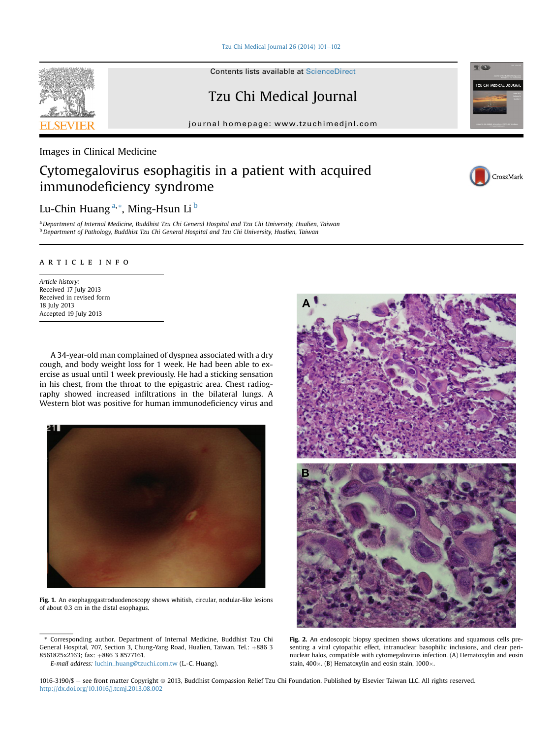Images in Clinical Medicine

# Cytomegalovirus esophagitis in a patient with acquired immunodeficiency syndrome

Lu-Chin Huang [a,*], Ming-Hsun Li [b]

[a] Department of Internal Medicine, Buddhist Tzu Chi General Hospital and Tzu Chi University, Hualien, Taiwan
[b] Department of Pathology, Buddhist Tzu Chi General Hospital and Tzu Chi University, Hualien, Taiwan

ARTICLE INFO

*Article history:*
Received 17 July 2013
Received in revised form
18 July 2013
Accepted 19 July 2013

A 34-year-old man complained of dyspnea associated with a dry cough, and body weight loss for 1 week. He had been able to exercise as usual until 1 week previously. He had a sticking sensation in his chest, from the throat to the epigastric area. Chest radiography showed increased infiltrations in the bilateral lungs. A Western blot was positive for human immunodeficiency virus and

**Fig. 1.** An esophagogastroduodenoscopy shows whitish, circular, nodular-like lesions of about 0.3 cm in the distal esophagus.

**Fig. 2.** An endoscopic biopsy specimen shows ulcerations and squamous cells presenting a viral cytopathic effect, intranuclear basophilic inclusions, and clear perinuclear halos, compatible with cytomegalovirus infection. (A) Hematoxylin and eosin stain, 400×. (B) Hematoxylin and eosin stain, 1000×.

\* Corresponding author. Department of Internal Medicine, Buddhist Tzu Chi General Hospital, 707, Section 3, Chung-Yang Road, Hualien, Taiwan. Tel.: +886 3 8561825x2163; fax: +886 3 8577161.
*E-mail address:* luchin_huang@tzuchi.com.tw (L.-C. Huang).

1016-3190/$ – see front matter Copyright © 2013, Buddhist Compassion Relief Tzu Chi Foundation. Published by Elsevier Taiwan LLC. All rights reserved.
http://dx.doi.org/10.1016/j.tcmj.2013.08.002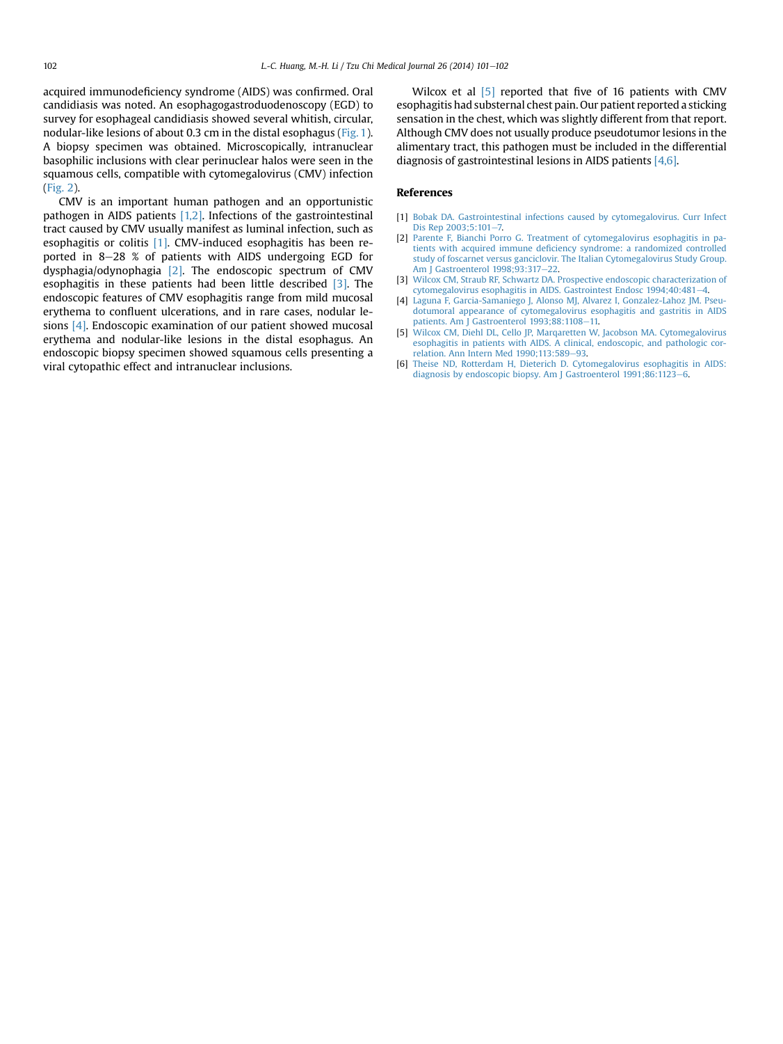acquired immunodeficiency syndrome (AIDS) was confirmed. Oral candidiasis was noted. An esophagogastroduodenoscopy (EGD) to survey for esophageal candidiasis showed several whitish, circular, nodular-like lesions of about 0.3 cm in the distal esophagus (Fig. 1). A biopsy specimen was obtained. Microscopically, intranuclear basophilic inclusions with clear perinuclear halos were seen in the squamous cells, compatible with cytomegalovirus (CMV) infection (Fig. 2).

CMV is an important human pathogen and an opportunistic pathogen in AIDS patients [1,2]. Infections of the gastrointestinal tract caused by CMV usually manifest as luminal infection, such as esophagitis or colitis [1]. CMV-induced esophagitis has been reported in 8–28 % of patients with AIDS undergoing EGD for dysphagia/odynophagia [2]. The endoscopic spectrum of CMV esophagitis in these patients had been little described [3]. The endoscopic features of CMV esophagitis range from mild mucosal erythema to confluent ulcerations, and in rare cases, nodular lesions [4]. Endoscopic examination of our patient showed mucosal erythema and nodular-like lesions in the distal esophagus. An endoscopic biopsy specimen showed squamous cells presenting a viral cytopathic effect and intranuclear inclusions.

Wilcox et al [5] reported that five of 16 patients with CMV esophagitis had substernal chest pain. Our patient reported a sticking sensation in the chest, which was slightly different from that report. Although CMV does not usually produce pseudotumor lesions in the alimentary tract, this pathogen must be included in the differential diagnosis of gastrointestinal lesions in AIDS patients [4,6].

## References

[1] Bobak DA. Gastrointestinal infections caused by cytomegalovirus. Curr Infect Dis Rep 2003;5:101–7.

[2] Parente F, Bianchi Porro G. Treatment of cytomegalovirus esophagitis in patients with acquired immune deficiency syndrome: a randomized controlled study of foscarnet versus ganciclovir. The Italian Cytomegalovirus Study Group. Am J Gastroenterol 1998;93:317–22.

[3] Wilcox CM, Straub RF, Schwartz DA. Prospective endoscopic characterization of cytomegalovirus esophagitis in AIDS. Gastrointest Endosc 1994;40:481–4.

[4] Laguna F, Garcia-Samaniego J, Alonso MJ, Alvarez I, Gonzalez-Lahoz JM. Pseudotumoral appearance of cytomegalovirus esophagitis and gastritis in AIDS patients. Am J Gastroenterol 1993;88:1108–11.

[5] Wilcox CM, Diehl DL, Cello JP, Marqaretten W, Jacobson MA. Cytomegalovirus esophagitis in patients with AIDS. A clinical, endoscopic, and pathologic correlation. Ann Intern Med 1990;113:589–93.

[6] Theise ND, Rotterdam H, Dieterich D. Cytomegalovirus esophagitis in AIDS: diagnosis by endoscopic biopsy. Am J Gastroenterol 1991;86:1123–6.